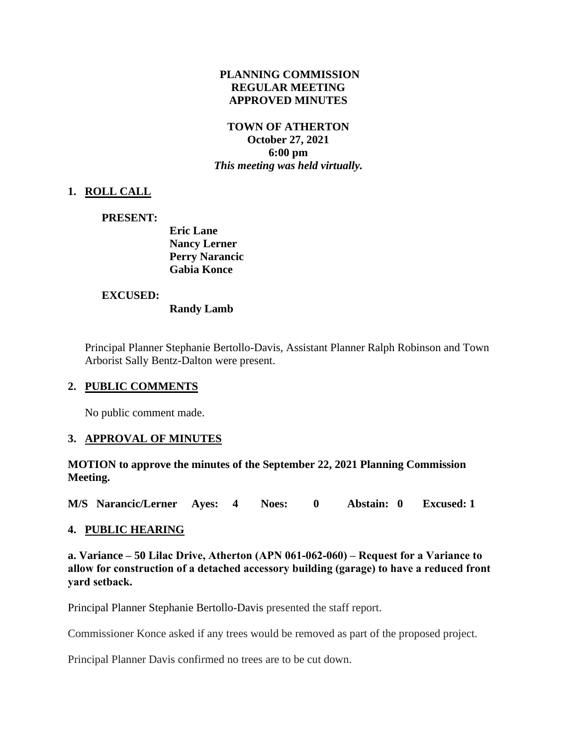**PLANNING COMMISSION**
**REGULAR MEETING**
**APPROVED MINUTES**

**TOWN OF ATHERTON**
**October 27, 2021**
**6:00 pm**
***This meeting was held virtually.***

## 1. ROLL CALL

**PRESENT:**

**Eric Lane**
**Nancy Lerner**
**Perry Narancic**
**Gabia Konce**

**EXCUSED:**

**Randy Lamb**

Principal Planner Stephanie Bertollo-Davis, Assistant Planner Ralph Robinson and Town Arborist Sally Bentz-Dalton were present.

## 2. PUBLIC COMMENTS

No public comment made.

## 3. APPROVAL OF MINUTES

**MOTION to approve the minutes of the September 22, 2021 Planning Commission Meeting.**

**M/S Narancic/Lerner Ayes: 4 Noes: 0 Abstain: 0 Excused: 1**

## 4. PUBLIC HEARING

**a. Variance – 50 Lilac Drive, Atherton (APN 061-062-060) – Request for a Variance to allow for construction of a detached accessory building (garage) to have a reduced front yard setback.**

Principal Planner Stephanie Bertollo-Davis presented the staff report.

Commissioner Konce asked if any trees would be removed as part of the proposed project.

Principal Planner Davis confirmed no trees are to be cut down.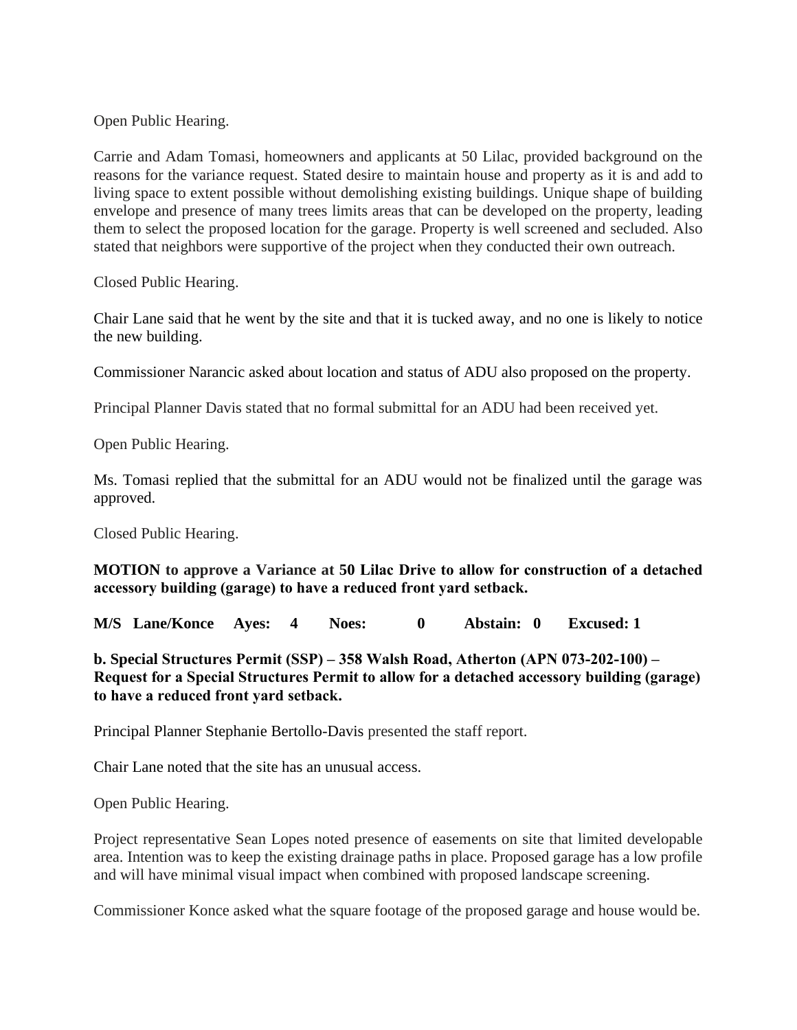Open Public Hearing.

Carrie and Adam Tomasi, homeowners and applicants at 50 Lilac, provided background on the reasons for the variance request. Stated desire to maintain house and property as it is and add to living space to extent possible without demolishing existing buildings. Unique shape of building envelope and presence of many trees limits areas that can be developed on the property, leading them to select the proposed location for the garage. Property is well screened and secluded. Also stated that neighbors were supportive of the project when they conducted their own outreach.

Closed Public Hearing.

Chair Lane said that he went by the site and that it is tucked away, and no one is likely to notice the new building.

Commissioner Narancic asked about location and status of ADU also proposed on the property.

Principal Planner Davis stated that no formal submittal for an ADU had been received yet.

Open Public Hearing.

Ms. Tomasi replied that the submittal for an ADU would not be finalized until the garage was approved.

Closed Public Hearing.

**MOTION to approve a Variance at 50 Lilac Drive to allow for construction of a detached accessory building (garage) to have a reduced front yard setback.**

**M/S Lane/Konce Ayes: 4 Noes: 0 Abstain: 0 Excused: 1**

**b. Special Structures Permit (SSP) – 358 Walsh Road, Atherton (APN 073-202-100) – Request for a Special Structures Permit to allow for a detached accessory building (garage) to have a reduced front yard setback.**

Principal Planner Stephanie Bertollo-Davis presented the staff report.

Chair Lane noted that the site has an unusual access.

Open Public Hearing.

Project representative Sean Lopes noted presence of easements on site that limited developable area. Intention was to keep the existing drainage paths in place. Proposed garage has a low profile and will have minimal visual impact when combined with proposed landscape screening.

Commissioner Konce asked what the square footage of the proposed garage and house would be.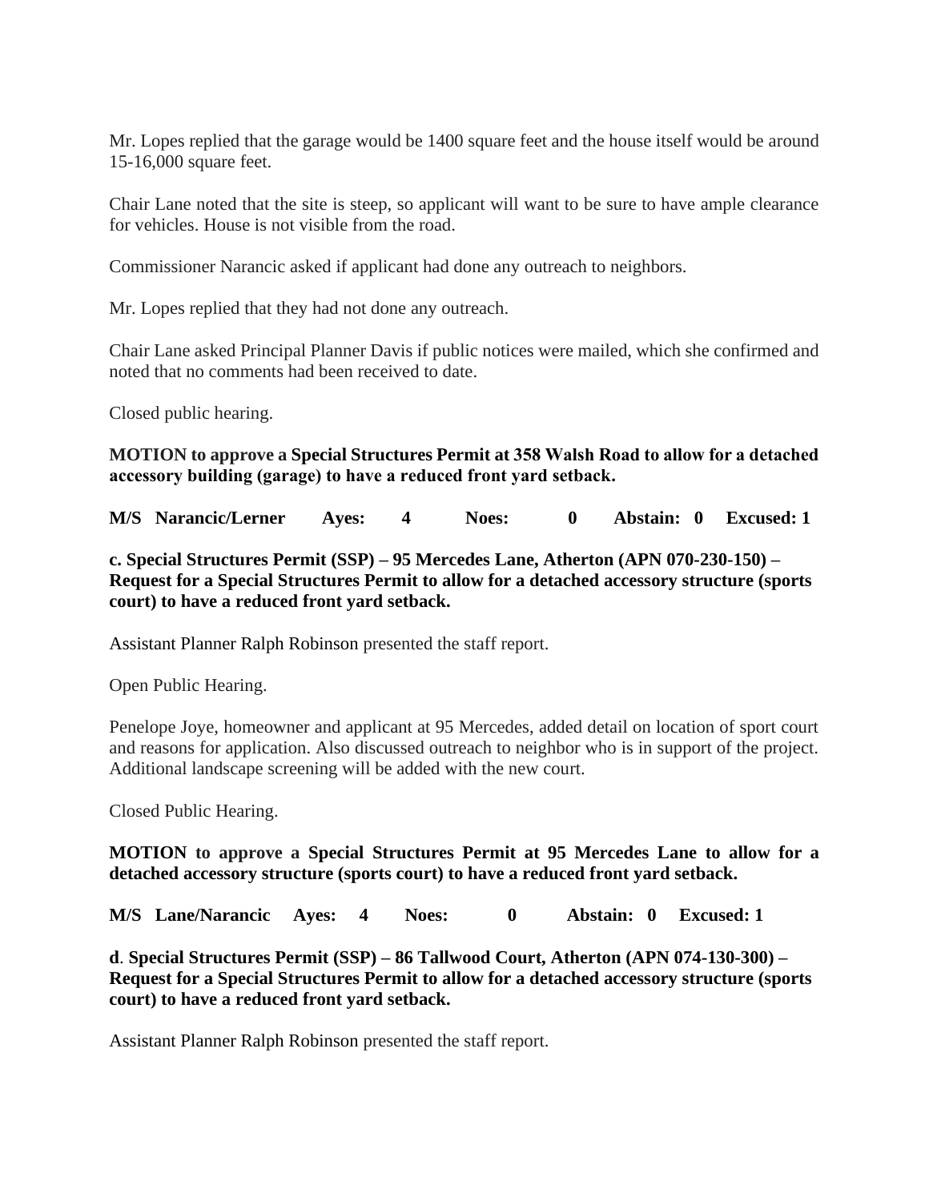Mr. Lopes replied that the garage would be 1400 square feet and the house itself would be around 15-16,000 square feet.

Chair Lane noted that the site is steep, so applicant will want to be sure to have ample clearance for vehicles. House is not visible from the road.

Commissioner Narancic asked if applicant had done any outreach to neighbors.

Mr. Lopes replied that they had not done any outreach.

Chair Lane asked Principal Planner Davis if public notices were mailed, which she confirmed and noted that no comments had been received to date.

Closed public hearing.

**MOTION to approve a Special Structures Permit at 358 Walsh Road to allow for a detached accessory building (garage) to have a reduced front yard setback.**

**M/S Narancic/Lerner Ayes: 4 Noes: 0 Abstain: 0 Excused: 1**

**c. Special Structures Permit (SSP) – 95 Mercedes Lane, Atherton (APN 070-230-150) – Request for a Special Structures Permit to allow for a detached accessory structure (sports court) to have a reduced front yard setback.**

Assistant Planner Ralph Robinson presented the staff report.

Open Public Hearing.

Penelope Joye, homeowner and applicant at 95 Mercedes, added detail on location of sport court and reasons for application. Also discussed outreach to neighbor who is in support of the project. Additional landscape screening will be added with the new court.

Closed Public Hearing.

**MOTION to approve a Special Structures Permit at 95 Mercedes Lane to allow for a detached accessory structure (sports court) to have a reduced front yard setback.**

**M/S Lane/Narancic Ayes: 4 Noes: 0 Abstain: 0 Excused: 1**

**d. Special Structures Permit (SSP) – 86 Tallwood Court, Atherton (APN 074-130-300) – Request for a Special Structures Permit to allow for a detached accessory structure (sports court) to have a reduced front yard setback.**

Assistant Planner Ralph Robinson presented the staff report.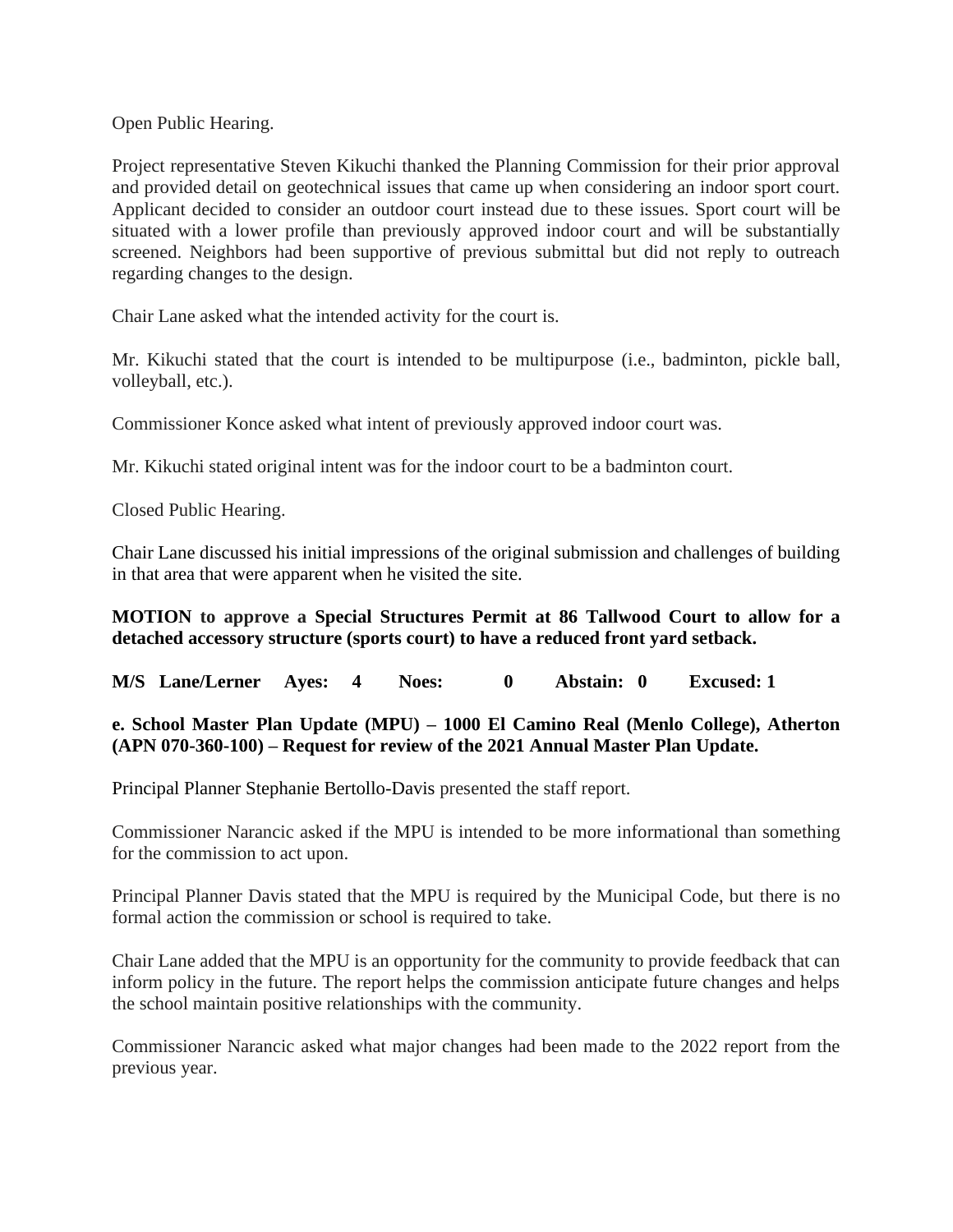Open Public Hearing.

Project representative Steven Kikuchi thanked the Planning Commission for their prior approval and provided detail on geotechnical issues that came up when considering an indoor sport court. Applicant decided to consider an outdoor court instead due to these issues. Sport court will be situated with a lower profile than previously approved indoor court and will be substantially screened. Neighbors had been supportive of previous submittal but did not reply to outreach regarding changes to the design.

Chair Lane asked what the intended activity for the court is.

Mr. Kikuchi stated that the court is intended to be multipurpose (i.e., badminton, pickle ball, volleyball, etc.).

Commissioner Konce asked what intent of previously approved indoor court was.

Mr. Kikuchi stated original intent was for the indoor court to be a badminton court.

Closed Public Hearing.

Chair Lane discussed his initial impressions of the original submission and challenges of building in that area that were apparent when he visited the site.

**MOTION to approve a Special Structures Permit at 86 Tallwood Court to allow for a detached accessory structure (sports court) to have a reduced front yard setback.**

**M/S Lane/Lerner Ayes: 4 Noes: 0 Abstain: 0 Excused: 1**

**e. School Master Plan Update (MPU) – 1000 El Camino Real (Menlo College), Atherton (APN 070-360-100) – Request for review of the 2021 Annual Master Plan Update.**

Principal Planner Stephanie Bertollo-Davis presented the staff report.

Commissioner Narancic asked if the MPU is intended to be more informational than something for the commission to act upon.

Principal Planner Davis stated that the MPU is required by the Municipal Code, but there is no formal action the commission or school is required to take.

Chair Lane added that the MPU is an opportunity for the community to provide feedback that can inform policy in the future. The report helps the commission anticipate future changes and helps the school maintain positive relationships with the community.

Commissioner Narancic asked what major changes had been made to the 2022 report from the previous year.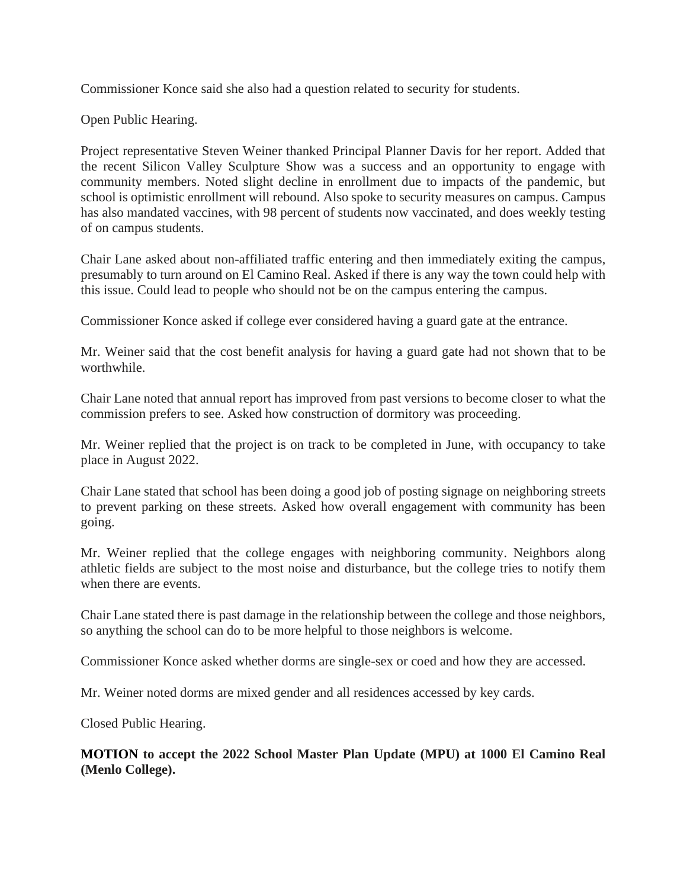Commissioner Konce said she also had a question related to security for students.

Open Public Hearing.

Project representative Steven Weiner thanked Principal Planner Davis for her report. Added that the recent Silicon Valley Sculpture Show was a success and an opportunity to engage with community members. Noted slight decline in enrollment due to impacts of the pandemic, but school is optimistic enrollment will rebound. Also spoke to security measures on campus. Campus has also mandated vaccines, with 98 percent of students now vaccinated, and does weekly testing of on campus students.

Chair Lane asked about non-affiliated traffic entering and then immediately exiting the campus, presumably to turn around on El Camino Real. Asked if there is any way the town could help with this issue. Could lead to people who should not be on the campus entering the campus.

Commissioner Konce asked if college ever considered having a guard gate at the entrance.

Mr. Weiner said that the cost benefit analysis for having a guard gate had not shown that to be worthwhile.

Chair Lane noted that annual report has improved from past versions to become closer to what the commission prefers to see. Asked how construction of dormitory was proceeding.

Mr. Weiner replied that the project is on track to be completed in June, with occupancy to take place in August 2022.

Chair Lane stated that school has been doing a good job of posting signage on neighboring streets to prevent parking on these streets. Asked how overall engagement with community has been going.

Mr. Weiner replied that the college engages with neighboring community. Neighbors along athletic fields are subject to the most noise and disturbance, but the college tries to notify them when there are events.

Chair Lane stated there is past damage in the relationship between the college and those neighbors, so anything the school can do to be more helpful to those neighbors is welcome.

Commissioner Konce asked whether dorms are single-sex or coed and how they are accessed.

Mr. Weiner noted dorms are mixed gender and all residences accessed by key cards.

Closed Public Hearing.

**MOTION to accept the 2022 School Master Plan Update (MPU) at 1000 El Camino Real (Menlo College).**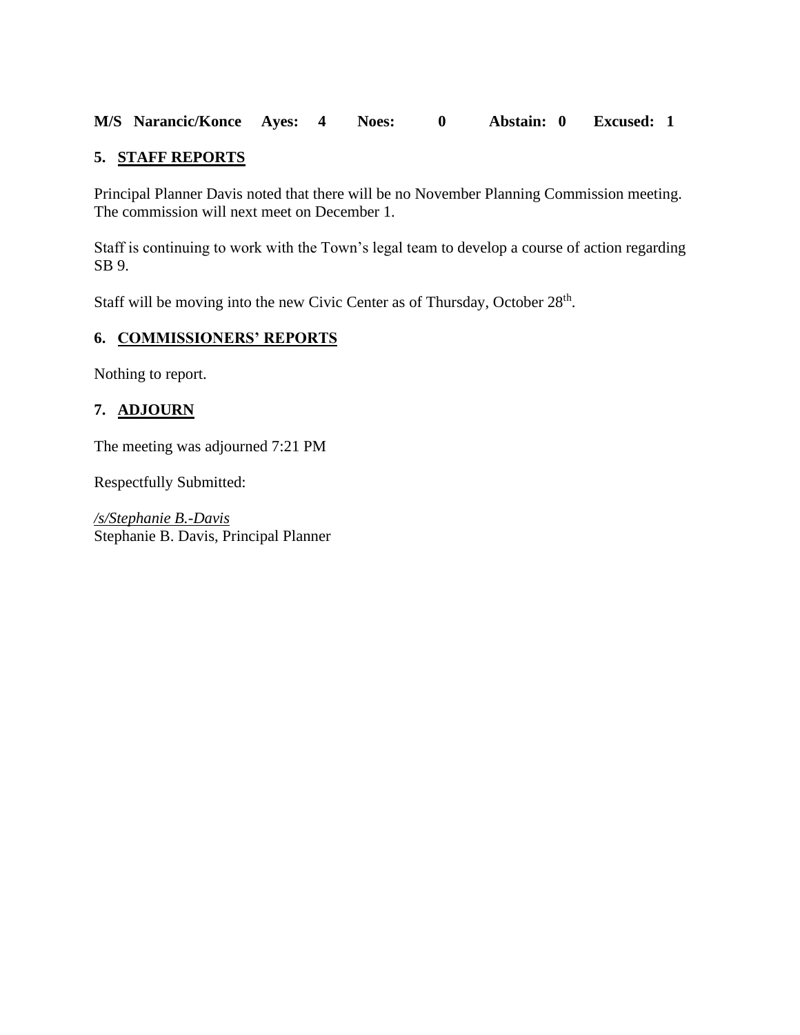**M/S Narancic/Konce Ayes: 4 Noes: 0 Abstain: 0 Excused: 1**

## 5. STAFF REPORTS

Principal Planner Davis noted that there will be no November Planning Commission meeting. The commission will next meet on December 1.

Staff is continuing to work with the Town's legal team to develop a course of action regarding SB 9.

Staff will be moving into the new Civic Center as of Thursday, October 28th.

## 6. COMMISSIONERS' REPORTS

Nothing to report.

## 7. ADJOURN

The meeting was adjourned 7:21 PM

Respectfully Submitted:

*/s/Stephanie B.-Davis*
Stephanie B. Davis, Principal Planner